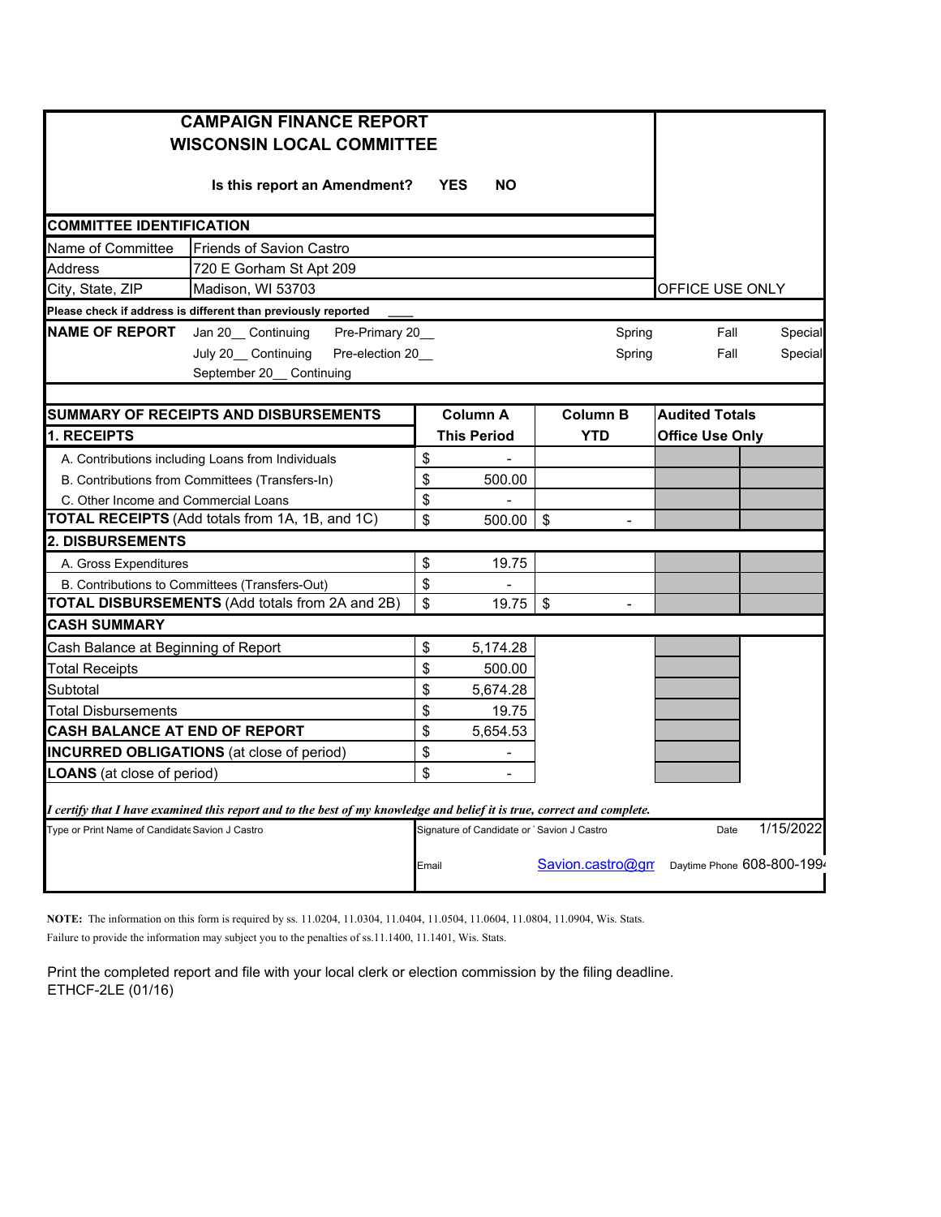# CAMPAIGN FINANCE REPORT
## WISCONSIN LOCAL COMMITTEE

**Is this report an Amendment?** **YES** **NO**

OFFICE USE ONLY

### COMMITTEE IDENTIFICATION

| | |
|---|---|
| Name of Committee | Friends of Savion Castro |
| Address | 720 E Gorham St Apt 209 |
| City, State, ZIP | Madison, WI 53703 |

**Please check if address is different than previously reported** ____

**NAME OF REPORT**

| | | | | |
|---|---|---|---|---|
| Jan 20__ Continuing | Pre-Primary 20__ | Spring | Fall | Special |
| July 20__ Continuing | Pre-election 20__ | Spring | Fall | Special |
| September 20__ Continuing | | | | |

| SUMMARY OF RECEIPTS AND DISBURSEMENTS | Column A This Period | Column B YTD | Audited Totals Office Use Only | |
|---|---|---|---|---|
| **1. RECEIPTS** | | | | |
| A. Contributions including Loans from Individuals | $ - | | | |
| B. Contributions from Committees (Transfers-In) | $ 500.00 | | | |
| C. Other Income and Commercial Loans | $ - | | | |
| **TOTAL RECEIPTS** (Add totals from 1A, 1B, and 1C) | $ 500.00 | $ - | | |
| **2. DISBURSEMENTS** | | | | |
| A. Gross Expenditures | $ 19.75 | | | |
| B. Contributions to Committees (Transfers-Out) | $ - | | | |
| **TOTAL DISBURSEMENTS** (Add totals from 2A and 2B) | $ 19.75 | $ - | | |
| **CASH SUMMARY** | | | | |
| Cash Balance at Beginning of Report | $ 5,174.28 | | | |
| Total Receipts | $ 500.00 | | | |
| Subtotal | $ 5,674.28 | | | |
| Total Disbursements | $ 19.75 | | | |
| **CASH BALANCE AT END OF REPORT** | $ 5,654.53 | | | |
| **INCURRED OBLIGATIONS** (at close of period) | $ - | | | |
| **LOANS** (at close of period) | $ - | | | |

***I certify that I have examined this report and to the best of my knowledge and belief it is true, correct and complete.***

Type or Print Name of Candidate Savion J Castro

Signature of Candidate or Savion J Castro

Date 1/15/2022

Email Savion.castro@gm

Daytime Phone 608-800-199

**NOTE:** The information on this form is required by ss. 11.0204, 11.0304, 11.0404, 11.0504, 11.0604, 11.0804, 11.0904, Wis. Stats. Failure to provide the information may subject you to the penalties of ss.11.1400, 11.1401, Wis. Stats.

Print the completed report and file with your local clerk or election commission by the filing deadline.

ETHCF-2LE (01/16)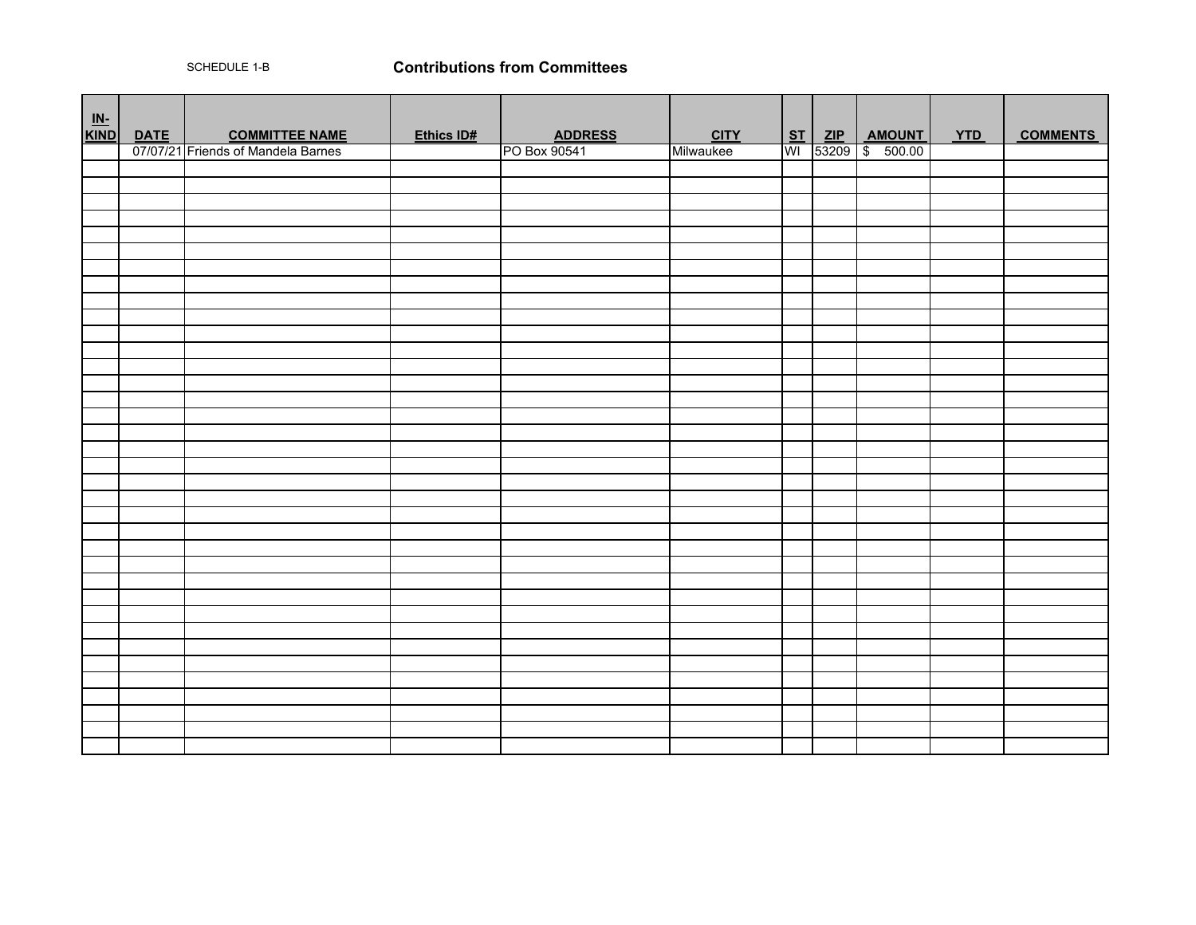SCHEDULE 1-B

## Contributions from Committees

| IN-KIND | DATE | COMMITTEE NAME | Ethics ID# | ADDRESS | CITY | ST | ZIP | AMOUNT | YTD | COMMENTS |
|---|---|---|---|---|---|---|---|---|---|---|
| | 07/07/21 | Friends of Mandela Barnes | | PO Box 90541 | Milwaukee | WI | 53209 | $ 500.00 | | |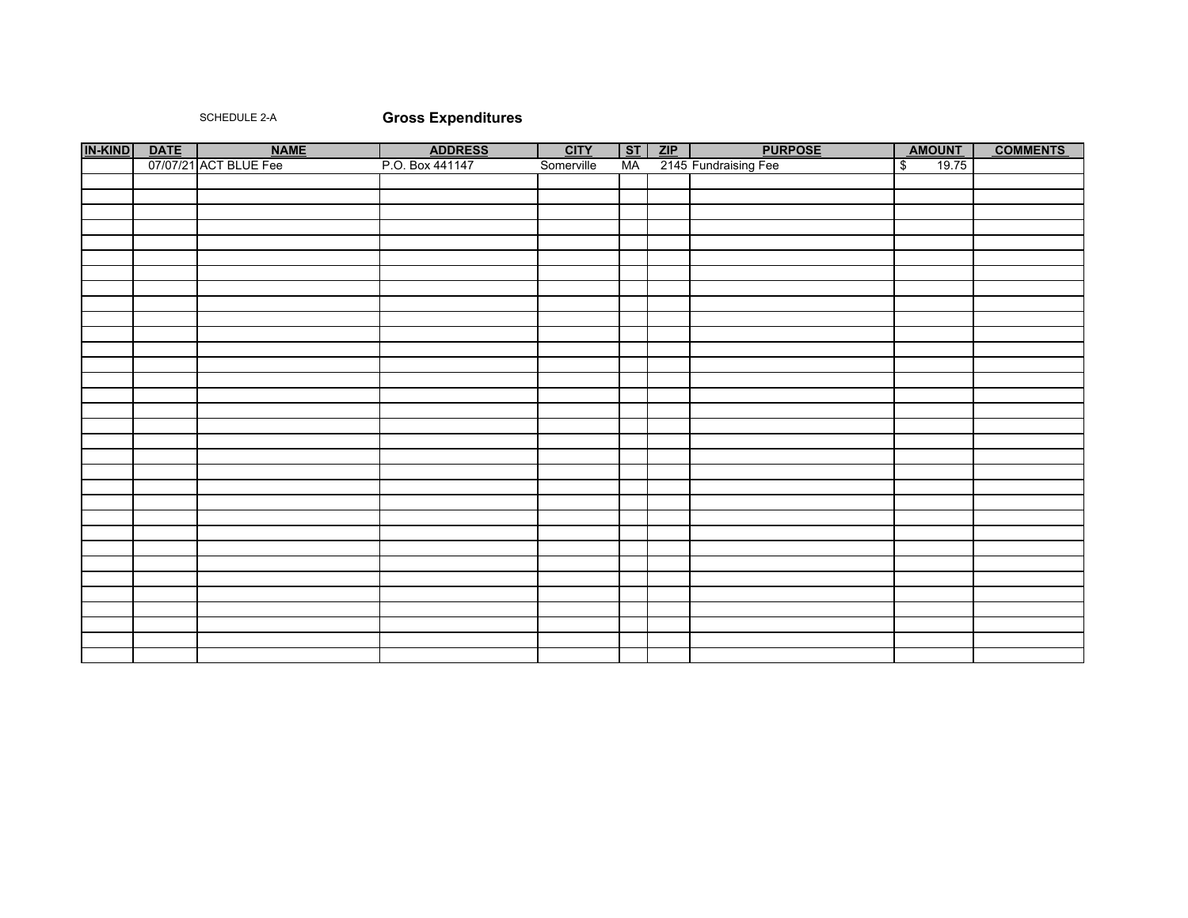SCHEDULE 2-A

## Gross Expenditures

| IN-KIND | DATE | NAME | ADDRESS | CITY | ST | ZIP | PURPOSE | AMOUNT | COMMENTS |
|---|---|---|---|---|---|---|---|---|---|
| | 07/07/21 | ACT BLUE Fee | P.O. Box 441147 | Somerville | MA | 2145 | Fundraising Fee | $ 19.75 | |
| | | | | | | | | | |
| | | | | | | | | | |
| | | | | | | | | | |
| | | | | | | | | | |
| | | | | | | | | | |
| | | | | | | | | | |
| | | | | | | | | | |
| | | | | | | | | | |
| | | | | | | | | | |
| | | | | | | | | | |
| | | | | | | | | | |
| | | | | | | | | | |
| | | | | | | | | | |
| | | | | | | | | | |
| | | | | | | | | | |
| | | | | | | | | | |
| | | | | | | | | | |
| | | | | | | | | | |
| | | | | | | | | | |
| | | | | | | | | | |
| | | | | | | | | | |
| | | | | | | | | | |
| | | | | | | | | | |
| | | | | | | | | | |
| | | | | | | | | | |
| | | | | | | | | | |
| | | | | | | | | | |
| | | | | | | | | | |
| | | | | | | | | | |
| | | | | | | | | | |
| | | | | | | | | | |
| | | | | | | | | | |
| | | | | | | | | | |